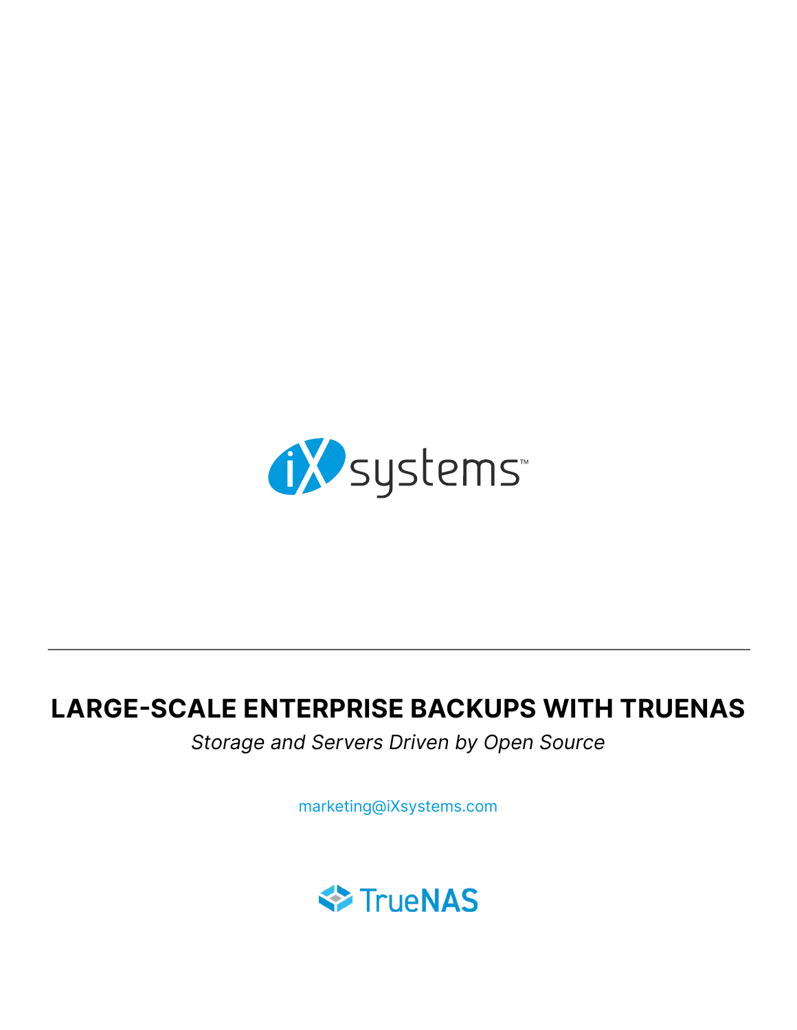# LARGE-SCALE ENTERPRISE BACKUPS WITH TRUENAS

*Storage and Servers Driven by Open Source*

marketing@iXsystems.com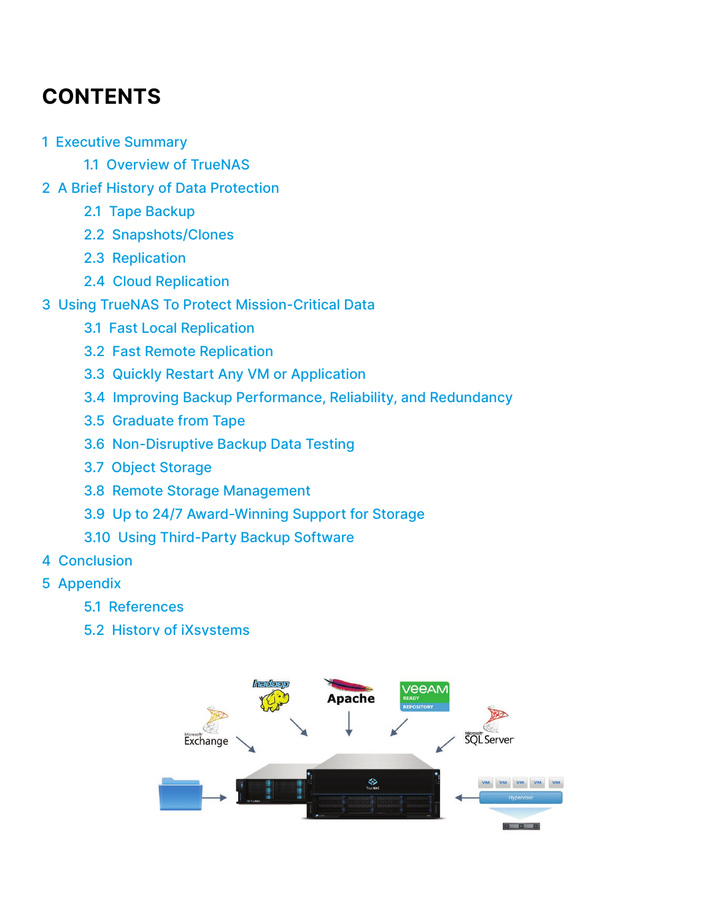# CONTENTS

1 Executive Summary
- 1.1 Overview of TrueNAS

2 A Brief History of Data Protection
- 2.1 Tape Backup
- 2.2 Snapshots/Clones
- 2.3 Replication
- 2.4 Cloud Replication

3 Using TrueNAS To Protect Mission-Critical Data
- 3.1 Fast Local Replication
- 3.2 Fast Remote Replication
- 3.3 Quickly Restart Any VM or Application
- 3.4 Improving Backup Performance, Reliability, and Redundancy
- 3.5 Graduate from Tape
- 3.6 Non-Disruptive Backup Data Testing
- 3.7 Object Storage
- 3.8 Remote Storage Management
- 3.9 Up to 24/7 Award-Winning Support for Storage
- 3.10 Using Third-Party Backup Software

4 Conclusion

5 Appendix
- 5.1 References
- 5.2 History of iXsystems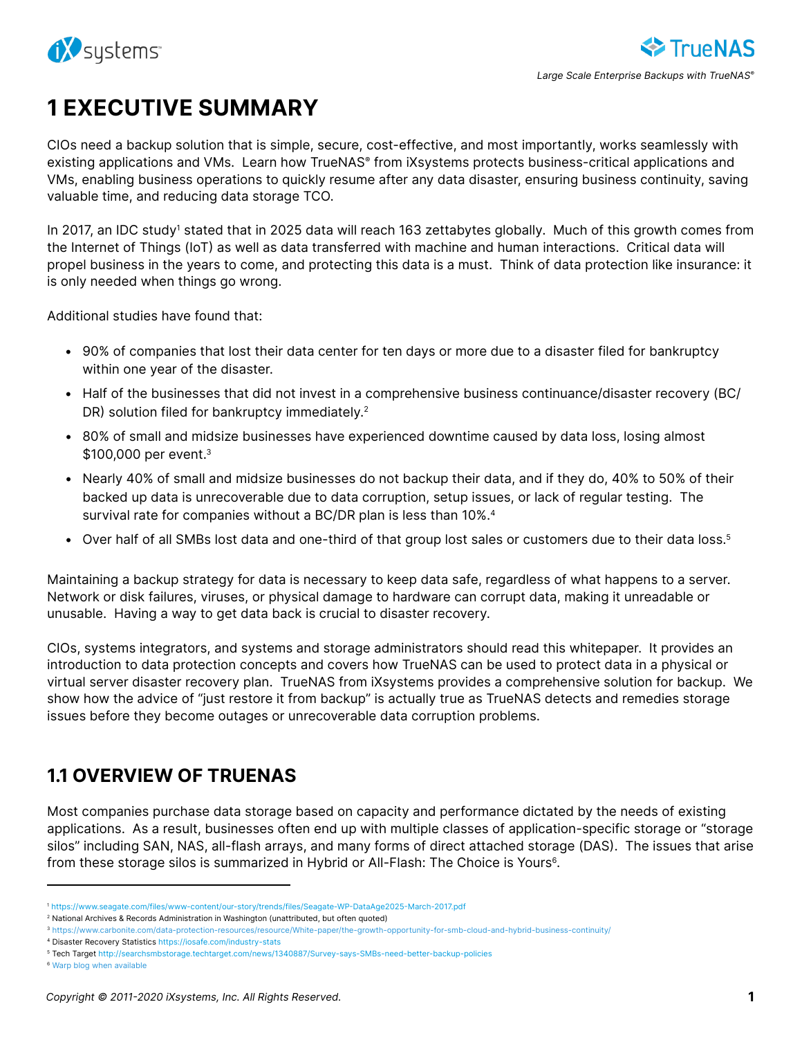# 1 EXECUTIVE SUMMARY

CIOs need a backup solution that is simple, secure, cost-effective, and most importantly, works seamlessly with existing applications and VMs. Learn how TrueNAS® from iXsystems protects business-critical applications and VMs, enabling business operations to quickly resume after any data disaster, ensuring business continuity, saving valuable time, and reducing data storage TCO.

In 2017, an IDC study[1] stated that in 2025 data will reach 163 zettabytes globally. Much of this growth comes from the Internet of Things (IoT) as well as data transferred with machine and human interactions. Critical data will propel business in the years to come, and protecting this data is a must. Think of data protection like insurance: it is only needed when things go wrong.

Additional studies have found that:

- 90% of companies that lost their data center for ten days or more due to a disaster filed for bankruptcy within one year of the disaster.
- Half of the businesses that did not invest in a comprehensive business continuance/disaster recovery (BC/DR) solution filed for bankruptcy immediately.[2]
- 80% of small and midsize businesses have experienced downtime caused by data loss, losing almost $100,000 per event.[3]
- Nearly 40% of small and midsize businesses do not backup their data, and if they do, 40% to 50% of their backed up data is unrecoverable due to data corruption, setup issues, or lack of regular testing. The survival rate for companies without a BC/DR plan is less than 10%.[4]
- Over half of all SMBs lost data and one-third of that group lost sales or customers due to their data loss.[5]

Maintaining a backup strategy for data is necessary to keep data safe, regardless of what happens to a server. Network or disk failures, viruses, or physical damage to hardware can corrupt data, making it unreadable or unusable. Having a way to get data back is crucial to disaster recovery.

CIOs, systems integrators, and systems and storage administrators should read this whitepaper. It provides an introduction to data protection concepts and covers how TrueNAS can be used to protect data in a physical or virtual server disaster recovery plan. TrueNAS from iXsystems provides a comprehensive solution for backup. We show how the advice of "just restore it from backup" is actually true as TrueNAS detects and remedies storage issues before they become outages or unrecoverable data corruption problems.

## 1.1 OVERVIEW OF TRUENAS

Most companies purchase data storage based on capacity and performance dictated by the needs of existing applications. As a result, businesses often end up with multiple classes of application-specific storage or "storage silos" including SAN, NAS, all-flash arrays, and many forms of direct attached storage (DAS). The issues that arise from these storage silos is summarized in Hybrid or All-Flash: The Choice is Yours[6].

---

[1] https://www.seagate.com/files/www-content/our-story/trends/files/Seagate-WP-DataAge2025-March-2017.pdf
[2] National Archives & Records Administration in Washington (unattributed, but often quoted)
[3] https://www.carbonite.com/data-protection-resources/resource/White-paper/the-growth-opportunity-for-smb-cloud-and-hybrid-business-continuity/
[4] Disaster Recovery Statistics https://iosafe.com/industry-stats
[5] Tech Target http://searchsmbstorage.techtarget.com/news/1340887/Survey-says-SMBs-need-better-backup-policies
[6] Warp blog when available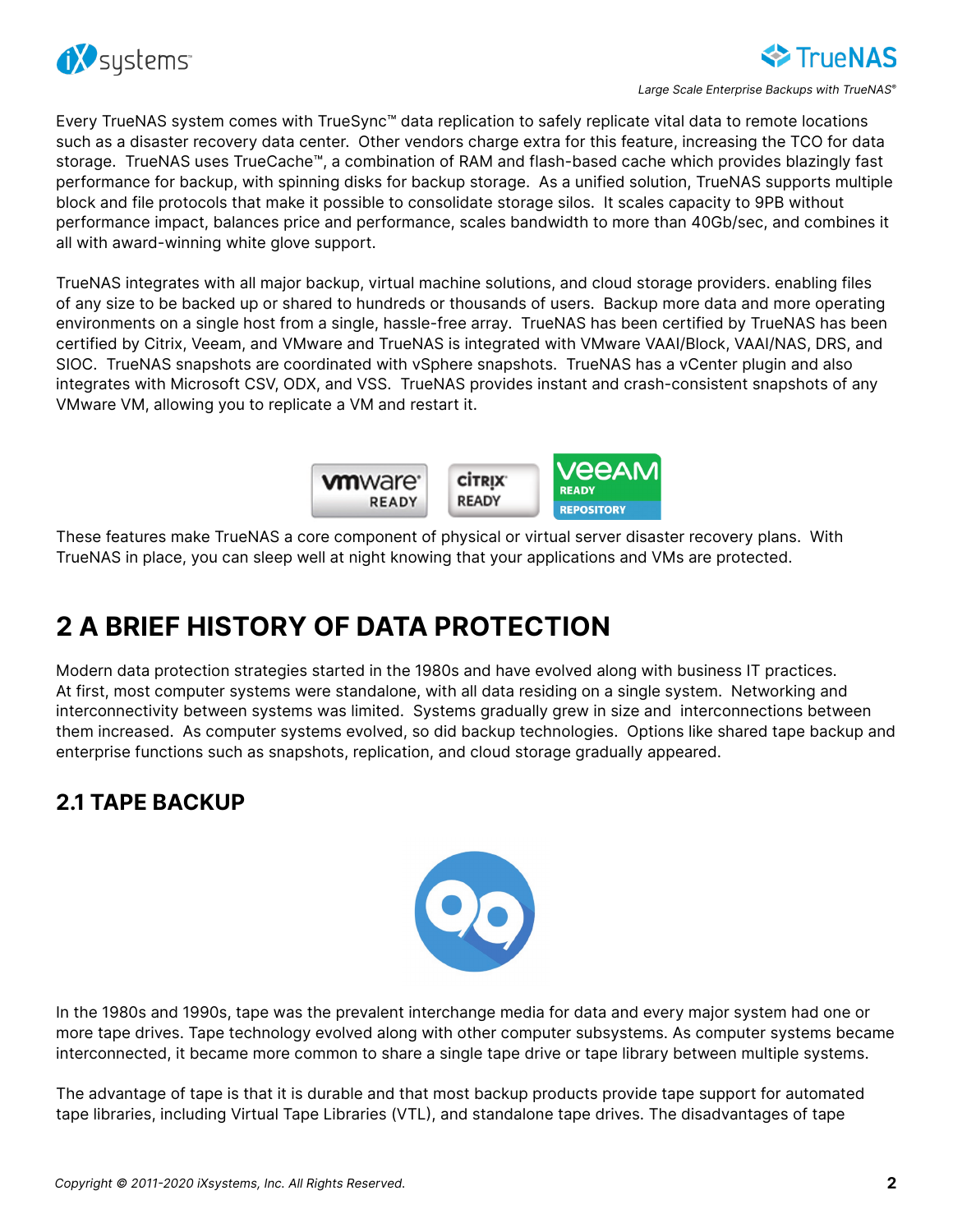Every TrueNAS system comes with TrueSync™ data replication to safely replicate vital data to remote locations such as a disaster recovery data center. Other vendors charge extra for this feature, increasing the TCO for data storage. TrueNAS uses TrueCache™, a combination of RAM and flash-based cache which provides blazingly fast performance for backup, with spinning disks for backup storage. As a unified solution, TrueNAS supports multiple block and file protocols that make it possible to consolidate storage silos. It scales capacity to 9PB without performance impact, balances price and performance, scales bandwidth to more than 40Gb/sec, and combines it all with award-winning white glove support.

TrueNAS integrates with all major backup, virtual machine solutions, and cloud storage providers. enabling files of any size to be backed up or shared to hundreds or thousands of users. Backup more data and more operating environments on a single host from a single, hassle-free array. TrueNAS has been certified by TrueNAS has been certified by Citrix, Veeam, and VMware and TrueNAS is integrated with VMware VAAI/Block, VAAI/NAS, DRS, and SIOC. TrueNAS snapshots are coordinated with vSphere snapshots. TrueNAS has a vCenter plugin and also integrates with Microsoft CSV, ODX, and VSS. TrueNAS provides instant and crash-consistent snapshots of any VMware VM, allowing you to replicate a VM and restart it.

These features make TrueNAS a core component of physical or virtual server disaster recovery plans. With TrueNAS in place, you can sleep well at night knowing that your applications and VMs are protected.

# 2 A BRIEF HISTORY OF DATA PROTECTION

Modern data protection strategies started in the 1980s and have evolved along with business IT practices. At first, most computer systems were standalone, with all data residing on a single system. Networking and interconnectivity between systems was limited. Systems gradually grew in size and interconnections between them increased. As computer systems evolved, so did backup technologies. Options like shared tape backup and enterprise functions such as snapshots, replication, and cloud storage gradually appeared.

## 2.1 TAPE BACKUP

In the 1980s and 1990s, tape was the prevalent interchange media for data and every major system had one or more tape drives. Tape technology evolved along with other computer subsystems. As computer systems became interconnected, it became more common to share a single tape drive or tape library between multiple systems.

The advantage of tape is that it is durable and that most backup products provide tape support for automated tape libraries, including Virtual Tape Libraries (VTL), and standalone tape drives. The disadvantages of tape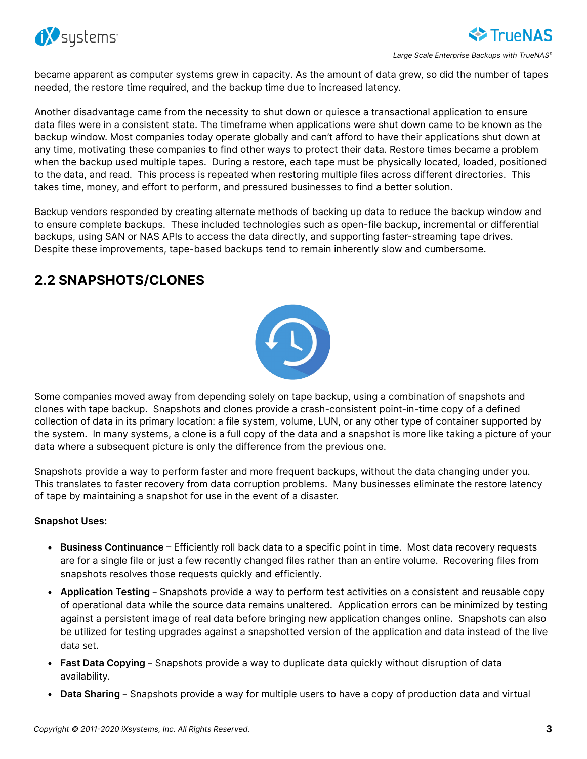became apparent as computer systems grew in capacity. As the amount of data grew, so did the number of tapes needed, the restore time required, and the backup time due to increased latency.

Another disadvantage came from the necessity to shut down or quiesce a transactional application to ensure data files were in a consistent state. The timeframe when applications were shut down came to be known as the backup window. Most companies today operate globally and can't afford to have their applications shut down at any time, motivating these companies to find other ways to protect their data. Restore times became a problem when the backup used multiple tapes. During a restore, each tape must be physically located, loaded, positioned to the data, and read. This process is repeated when restoring multiple files across different directories. This takes time, money, and effort to perform, and pressured businesses to find a better solution.

Backup vendors responded by creating alternate methods of backing up data to reduce the backup window and to ensure complete backups. These included technologies such as open-file backup, incremental or differential backups, using SAN or NAS APIs to access the data directly, and supporting faster-streaming tape drives. Despite these improvements, tape-based backups tend to remain inherently slow and cumbersome.

## 2.2 SNAPSHOTS/CLONES

Some companies moved away from depending solely on tape backup, using a combination of snapshots and clones with tape backup. Snapshots and clones provide a crash-consistent point-in-time copy of a defined collection of data in its primary location: a file system, volume, LUN, or any other type of container supported by the system. In many systems, a clone is a full copy of the data and a snapshot is more like taking a picture of your data where a subsequent picture is only the difference from the previous one.

Snapshots provide a way to perform faster and more frequent backups, without the data changing under you. This translates to faster recovery from data corruption problems. Many businesses eliminate the restore latency of tape by maintaining a snapshot for use in the event of a disaster.

**Snapshot Uses:**

- **Business Continuance** – Efficiently roll back data to a specific point in time. Most data recovery requests are for a single file or just a few recently changed files rather than an entire volume. Recovering files from snapshots resolves those requests quickly and efficiently.
- **Application Testing** – Snapshots provide a way to perform test activities on a consistent and reusable copy of operational data while the source data remains unaltered. Application errors can be minimized by testing against a persistent image of real data before bringing new application changes online. Snapshots can also be utilized for testing upgrades against a snapshotted version of the application and data instead of the live data set.
- **Fast Data Copying** – Snapshots provide a way to duplicate data quickly without disruption of data availability.
- **Data Sharing** – Snapshots provide a way for multiple users to have a copy of production data and virtual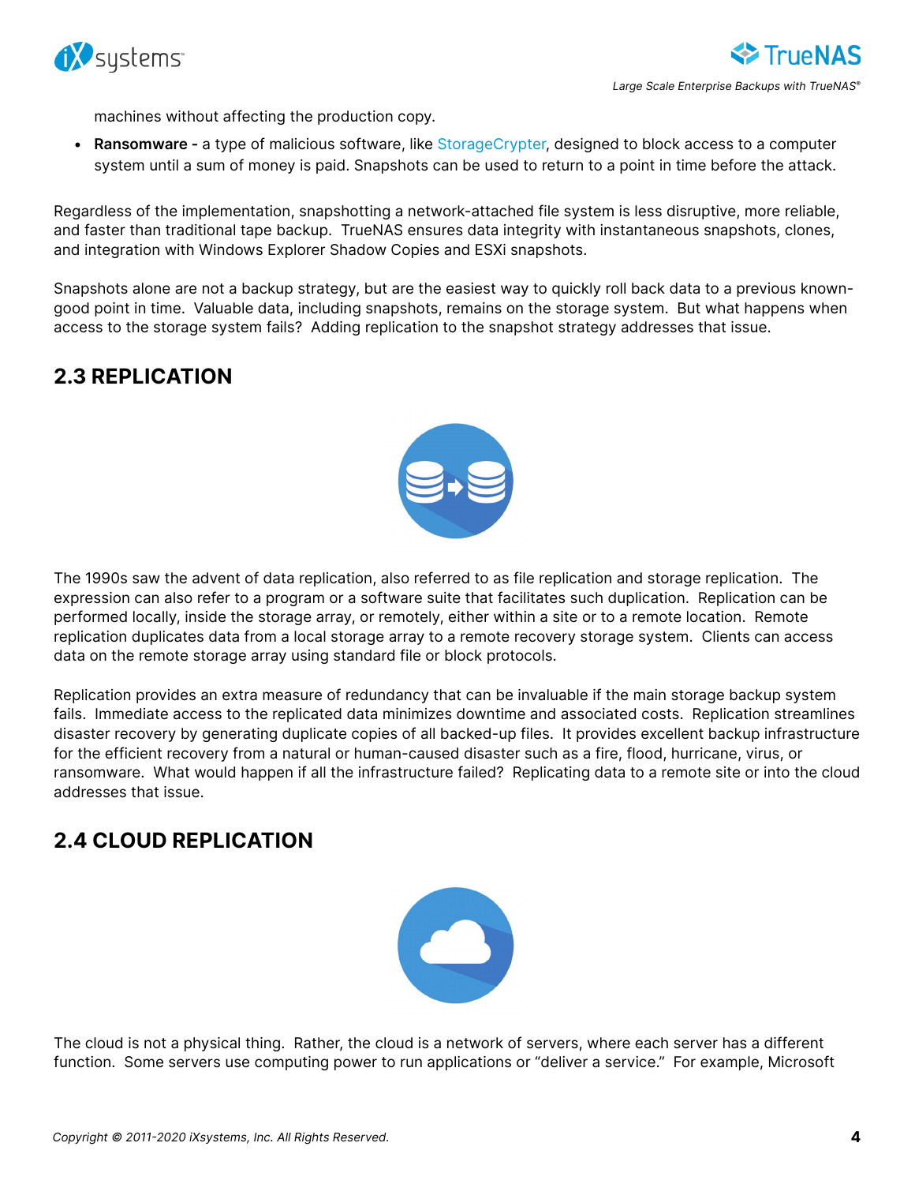machines without affecting the production copy.

- **Ransomware -** a type of malicious software, like StorageCrypter, designed to block access to a computer system until a sum of money is paid. Snapshots can be used to return to a point in time before the attack.

Regardless of the implementation, snapshotting a network-attached file system is less disruptive, more reliable, and faster than traditional tape backup. TrueNAS ensures data integrity with instantaneous snapshots, clones, and integration with Windows Explorer Shadow Copies and ESXi snapshots.

Snapshots alone are not a backup strategy, but are the easiest way to quickly roll back data to a previous known-good point in time. Valuable data, including snapshots, remains on the storage system. But what happens when access to the storage system fails? Adding replication to the snapshot strategy addresses that issue.

## 2.3 REPLICATION

The 1990s saw the advent of data replication, also referred to as file replication and storage replication. The expression can also refer to a program or a software suite that facilitates such duplication. Replication can be performed locally, inside the storage array, or remotely, either within a site or to a remote location. Remote replication duplicates data from a local storage array to a remote recovery storage system. Clients can access data on the remote storage array using standard file or block protocols.

Replication provides an extra measure of redundancy that can be invaluable if the main storage backup system fails. Immediate access to the replicated data minimizes downtime and associated costs. Replication streamlines disaster recovery by generating duplicate copies of all backed-up files. It provides excellent backup infrastructure for the efficient recovery from a natural or human-caused disaster such as a fire, flood, hurricane, virus, or ransomware. What would happen if all the infrastructure failed? Replicating data to a remote site or into the cloud addresses that issue.

## 2.4 CLOUD REPLICATION

The cloud is not a physical thing. Rather, the cloud is a network of servers, where each server has a different function. Some servers use computing power to run applications or "deliver a service." For example, Microsoft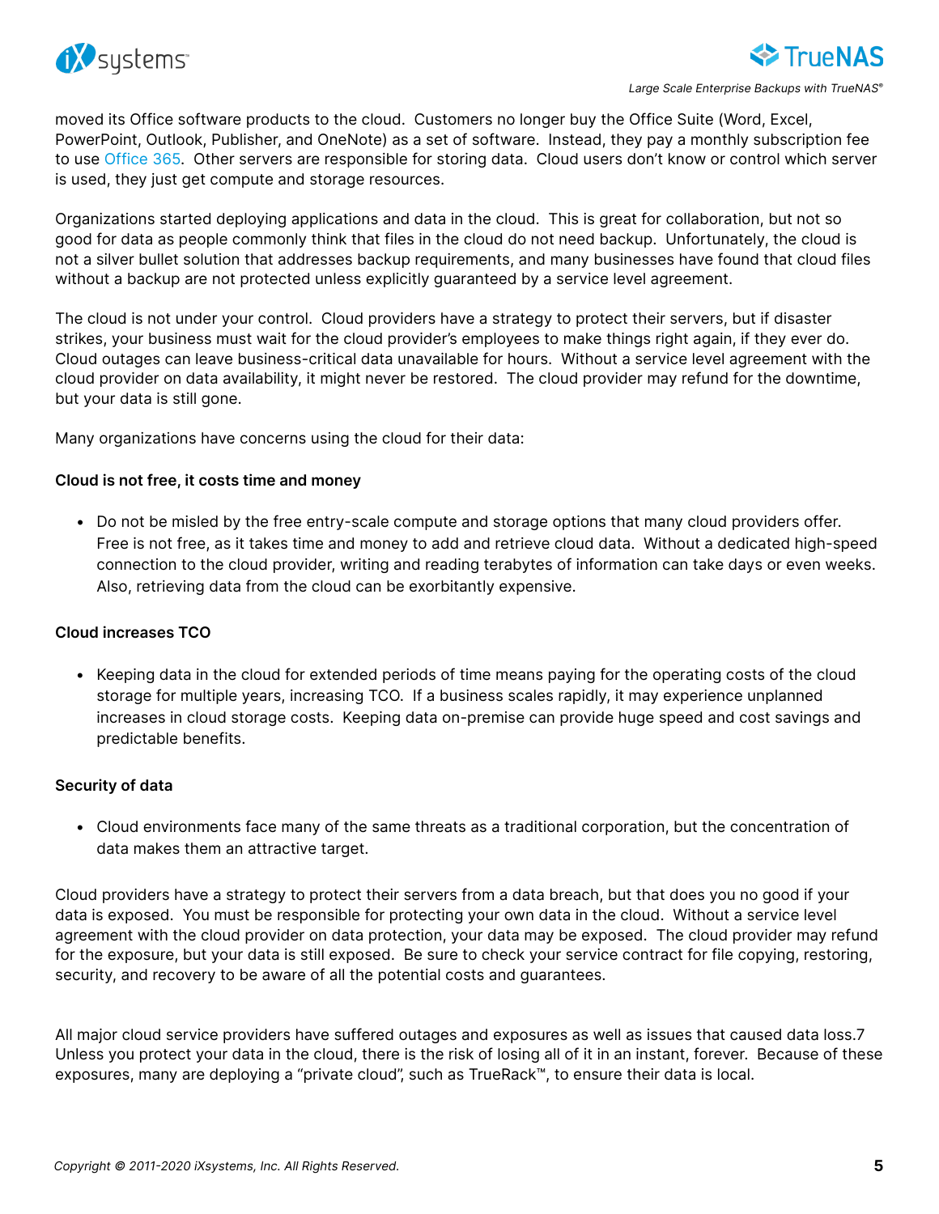moved its Office software products to the cloud. Customers no longer buy the Office Suite (Word, Excel, PowerPoint, Outlook, Publisher, and OneNote) as a set of software. Instead, they pay a monthly subscription fee to use Office 365. Other servers are responsible for storing data. Cloud users don't know or control which server is used, they just get compute and storage resources.

Organizations started deploying applications and data in the cloud. This is great for collaboration, but not so good for data as people commonly think that files in the cloud do not need backup. Unfortunately, the cloud is not a silver bullet solution that addresses backup requirements, and many businesses have found that cloud files without a backup are not protected unless explicitly guaranteed by a service level agreement.

The cloud is not under your control. Cloud providers have a strategy to protect their servers, but if disaster strikes, your business must wait for the cloud provider's employees to make things right again, if they ever do. Cloud outages can leave business-critical data unavailable for hours. Without a service level agreement with the cloud provider on data availability, it might never be restored. The cloud provider may refund for the downtime, but your data is still gone.

Many organizations have concerns using the cloud for their data:

**Cloud is not free, it costs time and money**

- Do not be misled by the free entry-scale compute and storage options that many cloud providers offer. Free is not free, as it takes time and money to add and retrieve cloud data. Without a dedicated high-speed connection to the cloud provider, writing and reading terabytes of information can take days or even weeks. Also, retrieving data from the cloud can be exorbitantly expensive.

**Cloud increases TCO**

- Keeping data in the cloud for extended periods of time means paying for the operating costs of the cloud storage for multiple years, increasing TCO. If a business scales rapidly, it may experience unplanned increases in cloud storage costs. Keeping data on-premise can provide huge speed and cost savings and predictable benefits.

**Security of data**

- Cloud environments face many of the same threats as a traditional corporation, but the concentration of data makes them an attractive target.

Cloud providers have a strategy to protect their servers from a data breach, but that does you no good if your data is exposed. You must be responsible for protecting your own data in the cloud. Without a service level agreement with the cloud provider on data protection, your data may be exposed. The cloud provider may refund for the exposure, but your data is still exposed. Be sure to check your service contract for file copying, restoring, security, and recovery to be aware of all the potential costs and guarantees.

All major cloud service providers have suffered outages and exposures as well as issues that caused data loss.7 Unless you protect your data in the cloud, there is the risk of losing all of it in an instant, forever. Because of these exposures, many are deploying a "private cloud", such as TrueRack™, to ensure their data is local.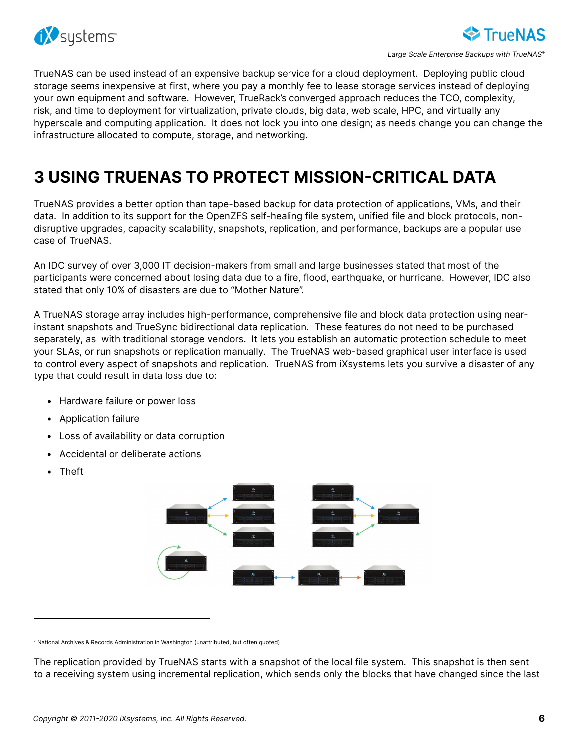TrueNAS can be used instead of an expensive backup service for a cloud deployment. Deploying public cloud storage seems inexpensive at first, where you pay a monthly fee to lease storage services instead of deploying your own equipment and software. However, TrueRack's converged approach reduces the TCO, complexity, risk, and time to deployment for virtualization, private clouds, big data, web scale, HPC, and virtually any hyperscale and computing application. It does not lock you into one design; as needs change you can change the infrastructure allocated to compute, storage, and networking.

# 3 USING TRUENAS TO PROTECT MISSION-CRITICAL DATA

TrueNAS provides a better option than tape-based backup for data protection of applications, VMs, and their data. In addition to its support for the OpenZFS self-healing file system, unified file and block protocols, non-disruptive upgrades, capacity scalability, snapshots, replication, and performance, backups are a popular use case of TrueNAS.

An IDC survey of over 3,000 IT decision-makers from small and large businesses stated that most of the participants were concerned about losing data due to a fire, flood, earthquake, or hurricane. However, IDC also stated that only 10% of disasters are due to "Mother Nature".

A TrueNAS storage array includes high-performance, comprehensive file and block data protection using near-instant snapshots and TrueSync bidirectional data replication. These features do not need to be purchased separately, as with traditional storage vendors. It lets you establish an automatic protection schedule to meet your SLAs, or run snapshots or replication manually. The TrueNAS web-based graphical user interface is used to control every aspect of snapshots and replication. TrueNAS from iXsystems lets you survive a disaster of any type that could result in data loss due to:

- Hardware failure or power loss
- Application failure
- Loss of availability or data corruption
- Accidental or deliberate actions
- Theft

[7] National Archives & Records Administration in Washington (unattributed, but often quoted)

The replication provided by TrueNAS starts with a snapshot of the local file system. This snapshot is then sent to a receiving system using incremental replication, which sends only the blocks that have changed since the last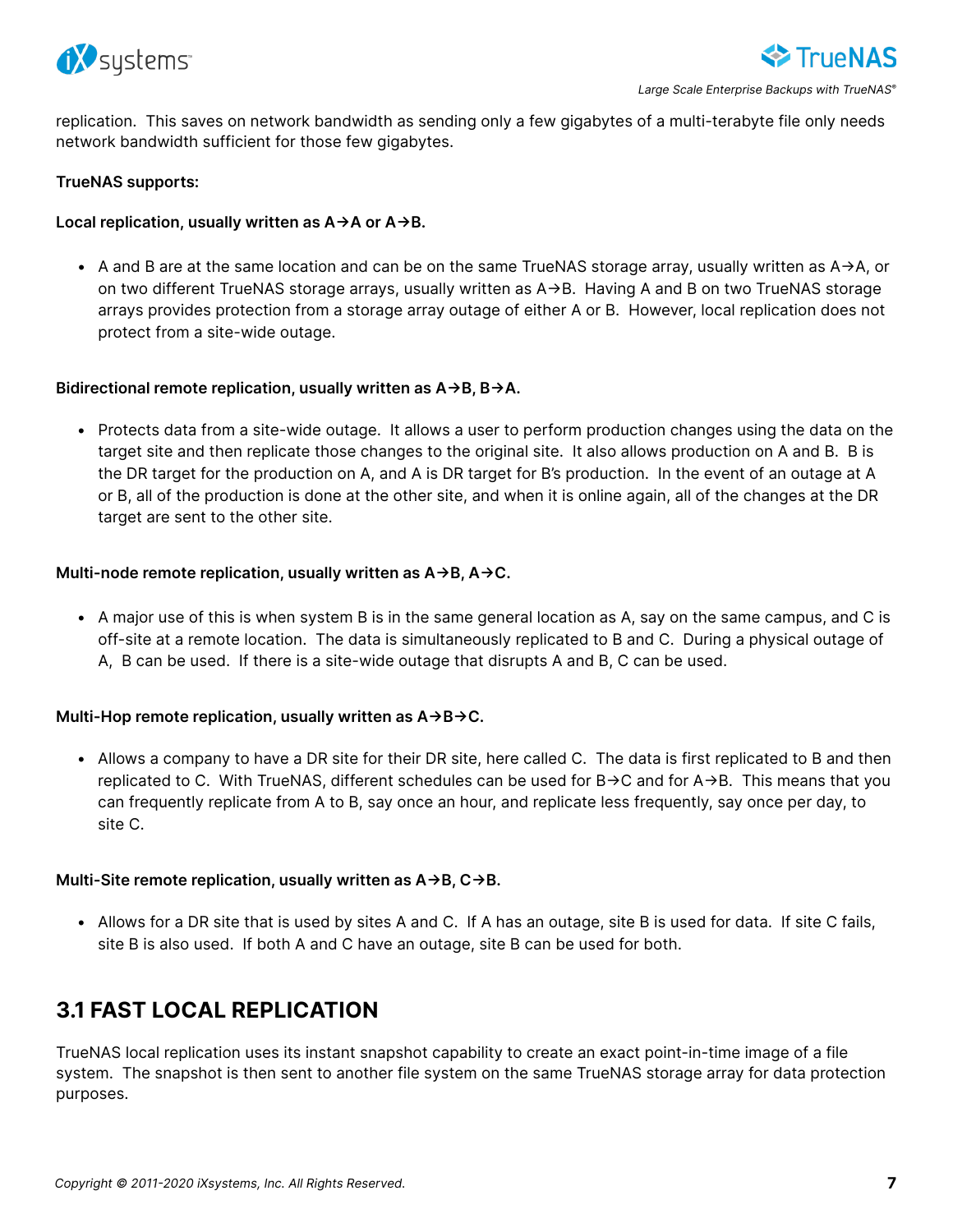replication. This saves on network bandwidth as sending only a few gigabytes of a multi-terabyte file only needs network bandwidth sufficient for those few gigabytes.

**TrueNAS supports:**

**Local replication, usually written as A→A or A→B.**

- A and B are at the same location and can be on the same TrueNAS storage array, usually written as A→A, or on two different TrueNAS storage arrays, usually written as A→B. Having A and B on two TrueNAS storage arrays provides protection from a storage array outage of either A or B. However, local replication does not protect from a site-wide outage.

**Bidirectional remote replication, usually written as A→B, B→A.**

- Protects data from a site-wide outage. It allows a user to perform production changes using the data on the target site and then replicate those changes to the original site. It also allows production on A and B. B is the DR target for the production on A, and A is DR target for B's production. In the event of an outage at A or B, all of the production is done at the other site, and when it is online again, all of the changes at the DR target are sent to the other site.

**Multi-node remote replication, usually written as A→B, A→C.**

- A major use of this is when system B is in the same general location as A, say on the same campus, and C is off-site at a remote location. The data is simultaneously replicated to B and C. During a physical outage of A, B can be used. If there is a site-wide outage that disrupts A and B, C can be used.

**Multi-Hop remote replication, usually written as A→B→C.**

- Allows a company to have a DR site for their DR site, here called C. The data is first replicated to B and then replicated to C. With TrueNAS, different schedules can be used for B→C and for A→B. This means that you can frequently replicate from A to B, say once an hour, and replicate less frequently, say once per day, to site C.

**Multi-Site remote replication, usually written as A→B, C→B.**

- Allows for a DR site that is used by sites A and C. If A has an outage, site B is used for data. If site C fails, site B is also used. If both A and C have an outage, site B can be used for both.

## 3.1 FAST LOCAL REPLICATION

TrueNAS local replication uses its instant snapshot capability to create an exact point-in-time image of a file system. The snapshot is then sent to another file system on the same TrueNAS storage array for data protection purposes.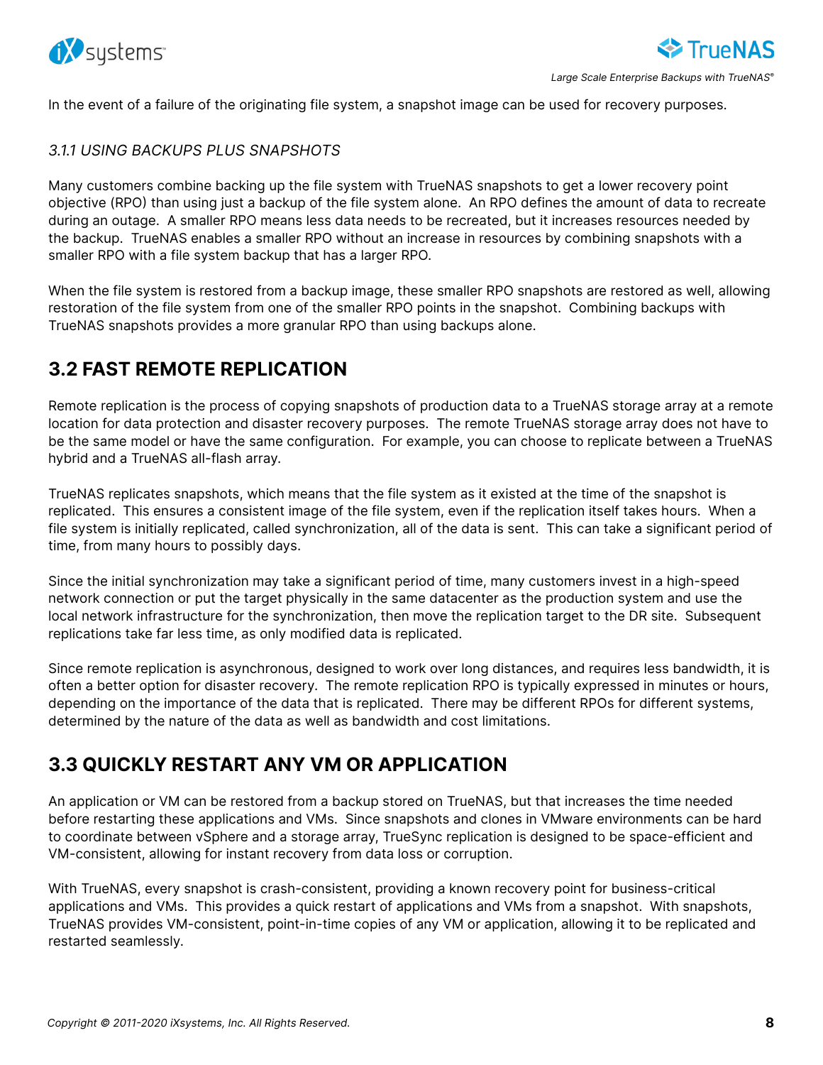In the event of a failure of the originating file system, a snapshot image can be used for recovery purposes.

### *3.1.1 USING BACKUPS PLUS SNAPSHOTS*

Many customers combine backing up the file system with TrueNAS snapshots to get a lower recovery point objective (RPO) than using just a backup of the file system alone. An RPO defines the amount of data to recreate during an outage. A smaller RPO means less data needs to be recreated, but it increases resources needed by the backup. TrueNAS enables a smaller RPO without an increase in resources by combining snapshots with a smaller RPO with a file system backup that has a larger RPO.

When the file system is restored from a backup image, these smaller RPO snapshots are restored as well, allowing restoration of the file system from one of the smaller RPO points in the snapshot. Combining backups with TrueNAS snapshots provides a more granular RPO than using backups alone.

## 3.2 FAST REMOTE REPLICATION

Remote replication is the process of copying snapshots of production data to a TrueNAS storage array at a remote location for data protection and disaster recovery purposes. The remote TrueNAS storage array does not have to be the same model or have the same configuration. For example, you can choose to replicate between a TrueNAS hybrid and a TrueNAS all-flash array.

TrueNAS replicates snapshots, which means that the file system as it existed at the time of the snapshot is replicated. This ensures a consistent image of the file system, even if the replication itself takes hours. When a file system is initially replicated, called synchronization, all of the data is sent. This can take a significant period of time, from many hours to possibly days.

Since the initial synchronization may take a significant period of time, many customers invest in a high-speed network connection or put the target physically in the same datacenter as the production system and use the local network infrastructure for the synchronization, then move the replication target to the DR site. Subsequent replications take far less time, as only modified data is replicated.

Since remote replication is asynchronous, designed to work over long distances, and requires less bandwidth, it is often a better option for disaster recovery. The remote replication RPO is typically expressed in minutes or hours, depending on the importance of the data that is replicated. There may be different RPOs for different systems, determined by the nature of the data as well as bandwidth and cost limitations.

## 3.3 QUICKLY RESTART ANY VM OR APPLICATION

An application or VM can be restored from a backup stored on TrueNAS, but that increases the time needed before restarting these applications and VMs. Since snapshots and clones in VMware environments can be hard to coordinate between vSphere and a storage array, TrueSync replication is designed to be space-efficient and VM-consistent, allowing for instant recovery from data loss or corruption.

With TrueNAS, every snapshot is crash-consistent, providing a known recovery point for business-critical applications and VMs. This provides a quick restart of applications and VMs from a snapshot. With snapshots, TrueNAS provides VM-consistent, point-in-time copies of any VM or application, allowing it to be replicated and restarted seamlessly.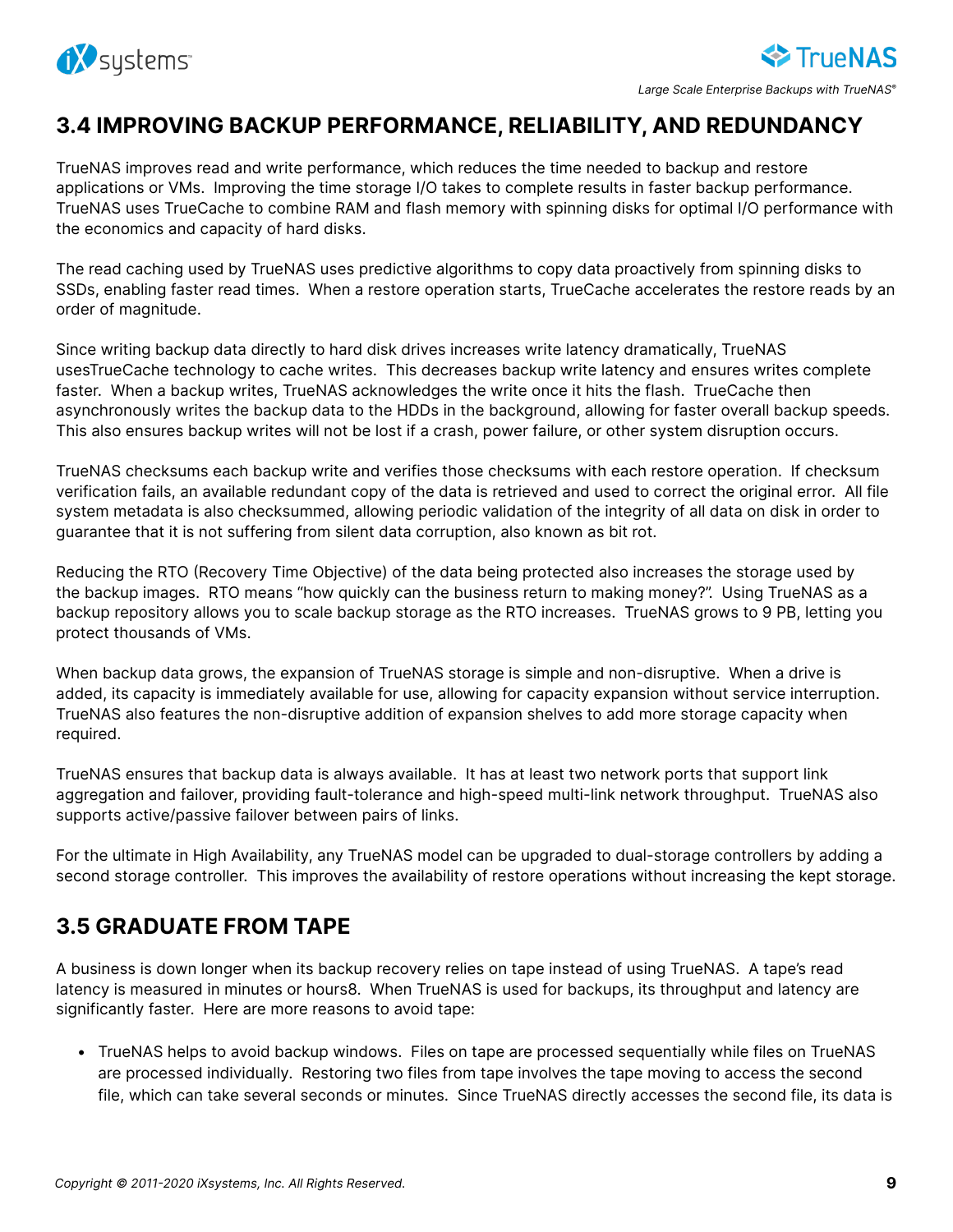## 3.4 IMPROVING BACKUP PERFORMANCE, RELIABILITY, AND REDUNDANCY

TrueNAS improves read and write performance, which reduces the time needed to backup and restore applications or VMs. Improving the time storage I/O takes to complete results in faster backup performance. TrueNAS uses TrueCache to combine RAM and flash memory with spinning disks for optimal I/O performance with the economics and capacity of hard disks.

The read caching used by TrueNAS uses predictive algorithms to copy data proactively from spinning disks to SSDs, enabling faster read times. When a restore operation starts, TrueCache accelerates the restore reads by an order of magnitude.

Since writing backup data directly to hard disk drives increases write latency dramatically, TrueNAS usesTrueCache technology to cache writes. This decreases backup write latency and ensures writes complete faster. When a backup writes, TrueNAS acknowledges the write once it hits the flash. TrueCache then asynchronously writes the backup data to the HDDs in the background, allowing for faster overall backup speeds. This also ensures backup writes will not be lost if a crash, power failure, or other system disruption occurs.

TrueNAS checksums each backup write and verifies those checksums with each restore operation. If checksum verification fails, an available redundant copy of the data is retrieved and used to correct the original error. All file system metadata is also checksummed, allowing periodic validation of the integrity of all data on disk in order to guarantee that it is not suffering from silent data corruption, also known as bit rot.

Reducing the RTO (Recovery Time Objective) of the data being protected also increases the storage used by the backup images. RTO means "how quickly can the business return to making money?". Using TrueNAS as a backup repository allows you to scale backup storage as the RTO increases. TrueNAS grows to 9 PB, letting you protect thousands of VMs.

When backup data grows, the expansion of TrueNAS storage is simple and non-disruptive. When a drive is added, its capacity is immediately available for use, allowing for capacity expansion without service interruption. TrueNAS also features the non-disruptive addition of expansion shelves to add more storage capacity when required.

TrueNAS ensures that backup data is always available. It has at least two network ports that support link aggregation and failover, providing fault-tolerance and high-speed multi-link network throughput. TrueNAS also supports active/passive failover between pairs of links.

For the ultimate in High Availability, any TrueNAS model can be upgraded to dual-storage controllers by adding a second storage controller. This improves the availability of restore operations without increasing the kept storage.

## 3.5 GRADUATE FROM TAPE

A business is down longer when its backup recovery relies on tape instead of using TrueNAS. A tape's read latency is measured in minutes or hours[8]. When TrueNAS is used for backups, its throughput and latency are significantly faster. Here are more reasons to avoid tape:

- TrueNAS helps to avoid backup windows. Files on tape are processed sequentially while files on TrueNAS are processed individually. Restoring two files from tape involves the tape moving to access the second file, which can take several seconds or minutes. Since TrueNAS directly accesses the second file, its data is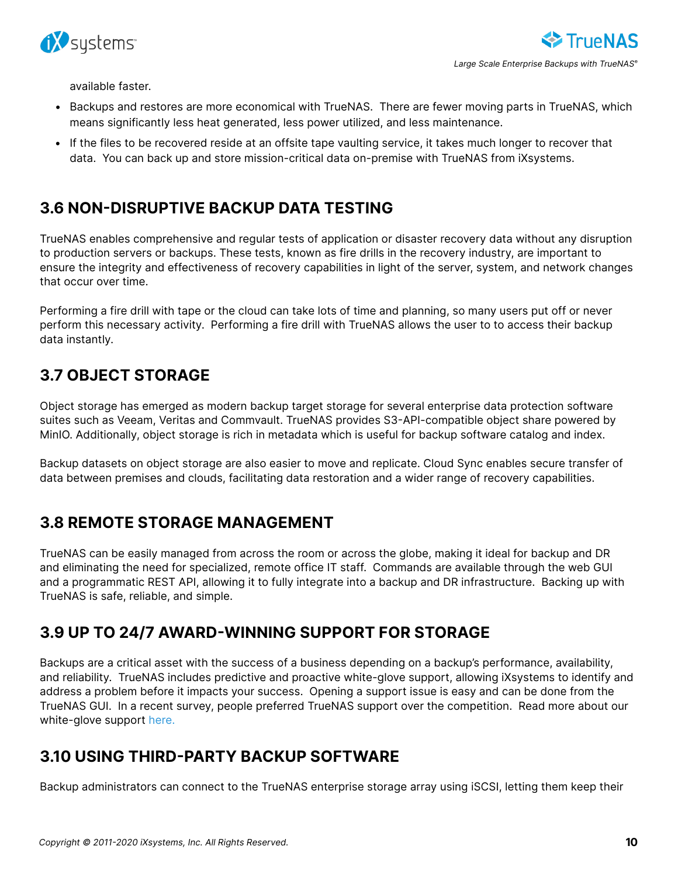available faster.

- Backups and restores are more economical with TrueNAS. There are fewer moving parts in TrueNAS, which means significantly less heat generated, less power utilized, and less maintenance.
- If the files to be recovered reside at an offsite tape vaulting service, it takes much longer to recover that data. You can back up and store mission-critical data on-premise with TrueNAS from iXsystems.

## 3.6 NON-DISRUPTIVE BACKUP DATA TESTING

TrueNAS enables comprehensive and regular tests of application or disaster recovery data without any disruption to production servers or backups. These tests, known as fire drills in the recovery industry, are important to ensure the integrity and effectiveness of recovery capabilities in light of the server, system, and network changes that occur over time.

Performing a fire drill with tape or the cloud can take lots of time and planning, so many users put off or never perform this necessary activity. Performing a fire drill with TrueNAS allows the user to to access their backup data instantly.

## 3.7 OBJECT STORAGE

Object storage has emerged as modern backup target storage for several enterprise data protection software suites such as Veeam, Veritas and Commvault. TrueNAS provides S3-API-compatible object share powered by MinIO. Additionally, object storage is rich in metadata which is useful for backup software catalog and index.

Backup datasets on object storage are also easier to move and replicate. Cloud Sync enables secure transfer of data between premises and clouds, facilitating data restoration and a wider range of recovery capabilities.

## 3.8 REMOTE STORAGE MANAGEMENT

TrueNAS can be easily managed from across the room or across the globe, making it ideal for backup and DR and eliminating the need for specialized, remote office IT staff. Commands are available through the web GUI and a programmatic REST API, allowing it to fully integrate into a backup and DR infrastructure. Backing up with TrueNAS is safe, reliable, and simple.

## 3.9 UP TO 24/7 AWARD-WINNING SUPPORT FOR STORAGE

Backups are a critical asset with the success of a business depending on a backup's performance, availability, and reliability. TrueNAS includes predictive and proactive white-glove support, allowing iXsystems to identify and address a problem before it impacts your success. Opening a support issue is easy and can be done from the TrueNAS GUI. In a recent survey, people preferred TrueNAS support over the competition. Read more about our white-glove support here.

## 3.10 USING THIRD-PARTY BACKUP SOFTWARE

Backup administrators can connect to the TrueNAS enterprise storage array using iSCSI, letting them keep their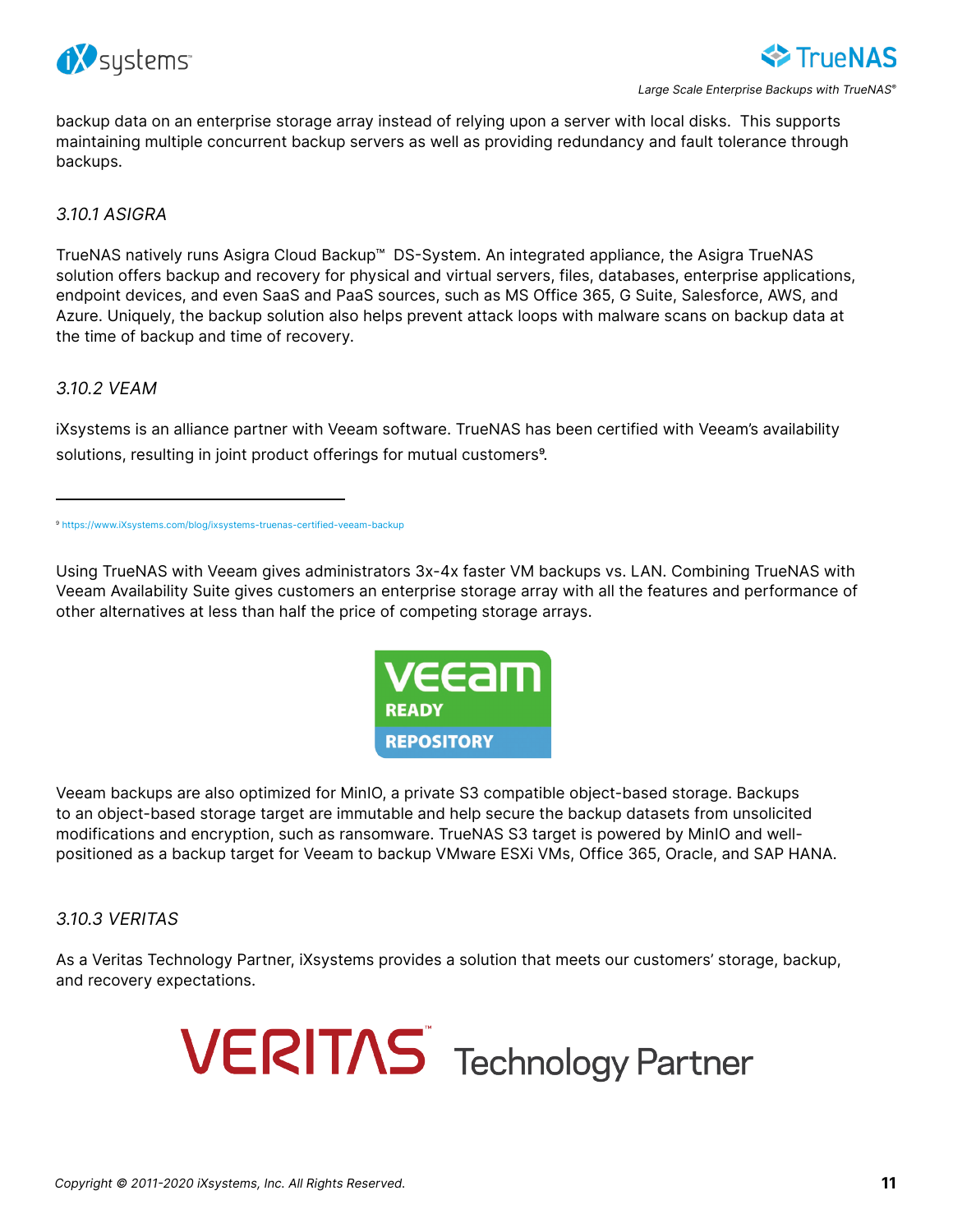backup data on an enterprise storage array instead of relying upon a server with local disks. This supports maintaining multiple concurrent backup servers as well as providing redundancy and fault tolerance through backups.

### *3.10.1 ASIGRA*

TrueNAS natively runs Asigra Cloud Backup™ DS-System. An integrated appliance, the Asigra TrueNAS solution offers backup and recovery for physical and virtual servers, files, databases, enterprise applications, endpoint devices, and even SaaS and PaaS sources, such as MS Office 365, G Suite, Salesforce, AWS, and Azure. Uniquely, the backup solution also helps prevent attack loops with malware scans on backup data at the time of backup and time of recovery.

### *3.10.2 VEAM*

iXsystems is an alliance partner with Veeam software. TrueNAS has been certified with Veeam's availability solutions, resulting in joint product offerings for mutual customers[9].

[9] https://www.iXsystems.com/blog/ixsystems-truenas-certified-veeam-backup

Using TrueNAS with Veeam gives administrators 3x-4x faster VM backups vs. LAN. Combining TrueNAS with Veeam Availability Suite gives customers an enterprise storage array with all the features and performance of other alternatives at less than half the price of competing storage arrays.

Veeam backups are also optimized for MinIO, a private S3 compatible object-based storage. Backups to an object-based storage target are immutable and help secure the backup datasets from unsolicited modifications and encryption, such as ransomware. TrueNAS S3 target is powered by MinIO and well-positioned as a backup target for Veeam to backup VMware ESXi VMs, Office 365, Oracle, and SAP HANA.

### *3.10.3 VERITAS*

As a Veritas Technology Partner, iXsystems provides a solution that meets our customers' storage, backup, and recovery expectations.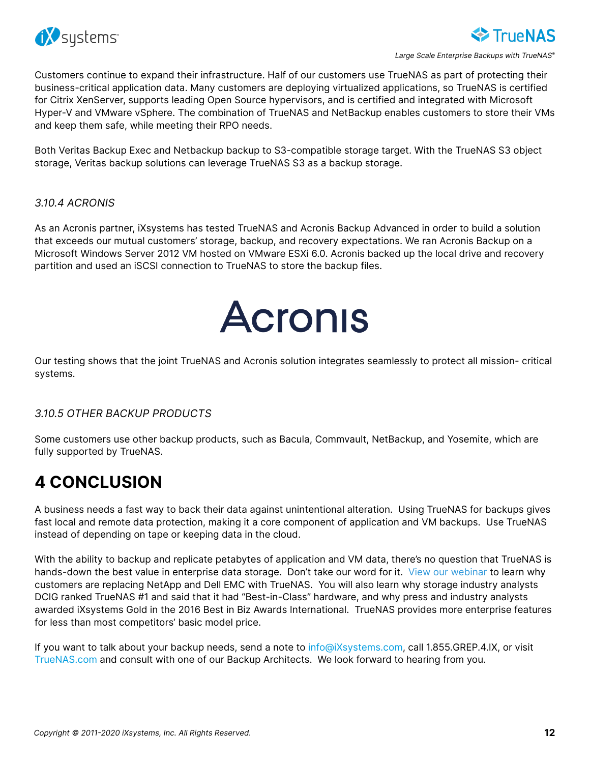Customers continue to expand their infrastructure. Half of our customers use TrueNAS as part of protecting their business-critical application data. Many customers are deploying virtualized applications, so TrueNAS is certified for Citrix XenServer, supports leading Open Source hypervisors, and is certified and integrated with Microsoft Hyper-V and VMware vSphere. The combination of TrueNAS and NetBackup enables customers to store their VMs and keep them safe, while meeting their RPO needs.

Both Veritas Backup Exec and Netbackup backup to S3-compatible storage target. With the TrueNAS S3 object storage, Veritas backup solutions can leverage TrueNAS S3 as a backup storage.

### *3.10.4 ACRONIS*

As an Acronis partner, iXsystems has tested TrueNAS and Acronis Backup Advanced in order to build a solution that exceeds our mutual customers' storage, backup, and recovery expectations. We ran Acronis Backup on a Microsoft Windows Server 2012 VM hosted on VMware ESXi 6.0. Acronis backed up the local drive and recovery partition and used an iSCSI connection to TrueNAS to store the backup files.

Acronis

Our testing shows that the joint TrueNAS and Acronis solution integrates seamlessly to protect all mission- critical systems.

### *3.10.5 OTHER BACKUP PRODUCTS*

Some customers use other backup products, such as Bacula, Commvault, NetBackup, and Yosemite, which are fully supported by TrueNAS.

# 4 CONCLUSION

A business needs a fast way to back their data against unintentional alteration. Using TrueNAS for backups gives fast local and remote data protection, making it a core component of application and VM backups. Use TrueNAS instead of depending on tape or keeping data in the cloud.

With the ability to backup and replicate petabytes of application and VM data, there's no question that TrueNAS is hands-down the best value in enterprise data storage. Don't take our word for it. View our webinar to learn why customers are replacing NetApp and Dell EMC with TrueNAS. You will also learn why storage industry analysts DCIG ranked TrueNAS #1 and said that it had "Best-in-Class" hardware, and why press and industry analysts awarded iXsystems Gold in the 2016 Best in Biz Awards International. TrueNAS provides more enterprise features for less than most competitors' basic model price.

If you want to talk about your backup needs, send a note to info@iXsystems.com, call 1.855.GREP.4.IX, or visit TrueNAS.com and consult with one of our Backup Architects. We look forward to hearing from you.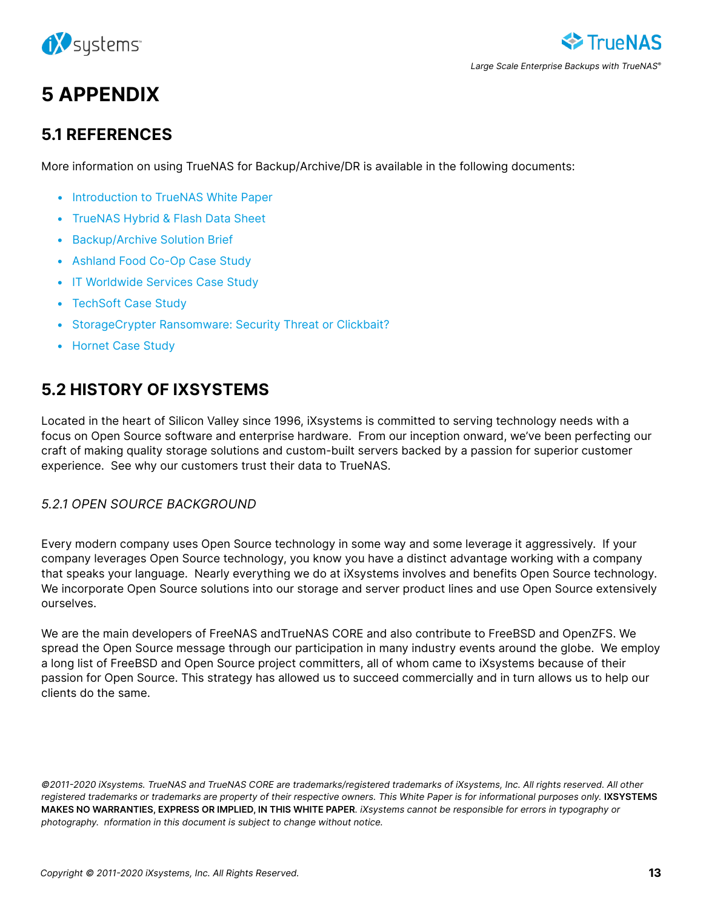# 5 APPENDIX

## 5.1 REFERENCES

More information on using TrueNAS for Backup/Archive/DR is available in the following documents:

- Introduction to TrueNAS White Paper
- TrueNAS Hybrid & Flash Data Sheet
- Backup/Archive Solution Brief
- Ashland Food Co-Op Case Study
- IT Worldwide Services Case Study
- TechSoft Case Study
- StorageCrypter Ransomware: Security Threat or Clickbait?
- Hornet Case Study

## 5.2 HISTORY OF IXSYSTEMS

Located in the heart of Silicon Valley since 1996, iXsystems is committed to serving technology needs with a focus on Open Source software and enterprise hardware.  From our inception onward, we've been perfecting our craft of making quality storage solutions and custom-built servers backed by a passion for superior customer experience.  See why our customers trust their data to TrueNAS.

### *5.2.1 OPEN SOURCE BACKGROUND*

Every modern company uses Open Source technology in some way and some leverage it aggressively.  If your company leverages Open Source technology, you know you have a distinct advantage working with a company that speaks your language.  Nearly everything we do at iXsystems involves and benefits Open Source technology.  We incorporate Open Source solutions into our storage and server product lines and use Open Source extensively ourselves.

We are the main developers of FreeNAS andTrueNAS CORE and also contribute to FreeBSD and OpenZFS. We spread the Open Source message through our participation in many industry events around the globe.  We employ a long list of FreeBSD and Open Source project committers, all of whom came to iXsystems because of their passion for Open Source. This strategy has allowed us to succeed commercially and in turn allows us to help our clients do the same.

*©2011-2020 iXsystems. TrueNAS and TrueNAS CORE are trademarks/registered trademarks of iXsystems, Inc. All rights reserved. All other registered trademarks or trademarks are property of their respective owners. This White Paper is for informational purposes only.* **IXSYSTEMS MAKES NO WARRANTIES, EXPRESS OR IMPLIED, IN THIS WHITE PAPER***. iXsystems cannot be responsible for errors in typography or photography.  nformation in this document is subject to change without notice.*